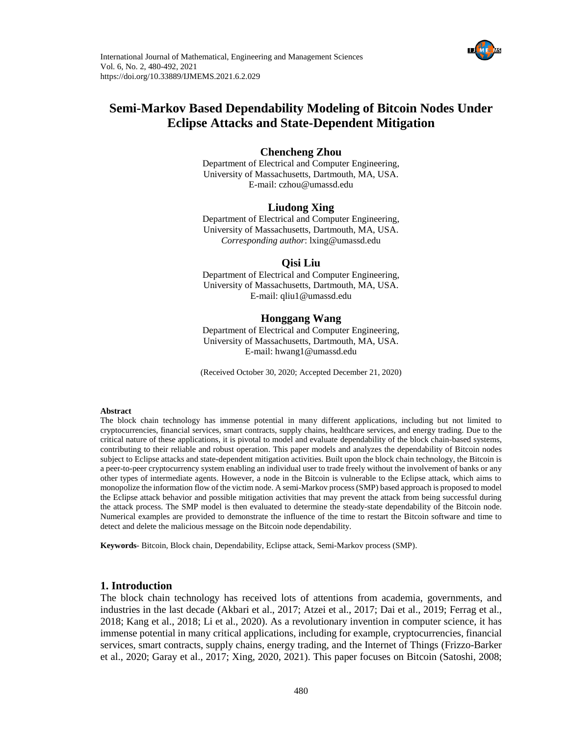# Semi-Markov Based Dependability Modeling of Bitcoin Nodes Under Eclipse Attacks and State-Dependent Mitigation

**Chencheng Zhou**
Department of Electrical and Computer Engineering,
University of Massachusetts, Dartmouth, MA, USA.
E-mail: czhou@umassd.edu

**Liudong Xing**
Department of Electrical and Computer Engineering,
University of Massachusetts, Dartmouth, MA, USA.
*Corresponding author*: lxing@umassd.edu

**Qisi Liu**
Department of Electrical and Computer Engineering,
University of Massachusetts, Dartmouth, MA, USA.
E-mail: qliu1@umassd.edu

**Honggang Wang**
Department of Electrical and Computer Engineering,
University of Massachusetts, Dartmouth, MA, USA.
E-mail: hwang1@umassd.edu

(Received October 30, 2020; Accepted December 21, 2020)

#### Abstract

The block chain technology has immense potential in many different applications, including but not limited to cryptocurrencies, financial services, smart contracts, supply chains, healthcare services, and energy trading. Due to the critical nature of these applications, it is pivotal to model and evaluate dependability of the block chain-based systems, contributing to their reliable and robust operation. This paper models and analyzes the dependability of Bitcoin nodes subject to Eclipse attacks and state-dependent mitigation activities. Built upon the block chain technology, the Bitcoin is a peer-to-peer cryptocurrency system enabling an individual user to trade freely without the involvement of banks or any other types of intermediate agents. However, a node in the Bitcoin is vulnerable to the Eclipse attack, which aims to monopolize the information flow of the victim node. A semi-Markov process (SMP) based approach is proposed to model the Eclipse attack behavior and possible mitigation activities that may prevent the attack from being successful during the attack process. The SMP model is then evaluated to determine the steady-state dependability of the Bitcoin node. Numerical examples are provided to demonstrate the influence of the time to restart the Bitcoin software and time to detect and delete the malicious message on the Bitcoin node dependability.

**Keywords**- Bitcoin, Block chain, Dependability, Eclipse attack, Semi-Markov process (SMP).

## 1. Introduction

The block chain technology has received lots of attentions from academia, governments, and industries in the last decade (Akbari et al., 2017; Atzei et al., 2017; Dai et al., 2019; Ferrag et al., 2018; Kang et al., 2018; Li et al., 2020). As a revolutionary invention in computer science, it has immense potential in many critical applications, including for example, cryptocurrencies, financial services, smart contracts, supply chains, energy trading, and the Internet of Things (Frizzo-Barker et al., 2020; Garay et al., 2017; Xing, 2020, 2021). This paper focuses on Bitcoin (Satoshi, 2008;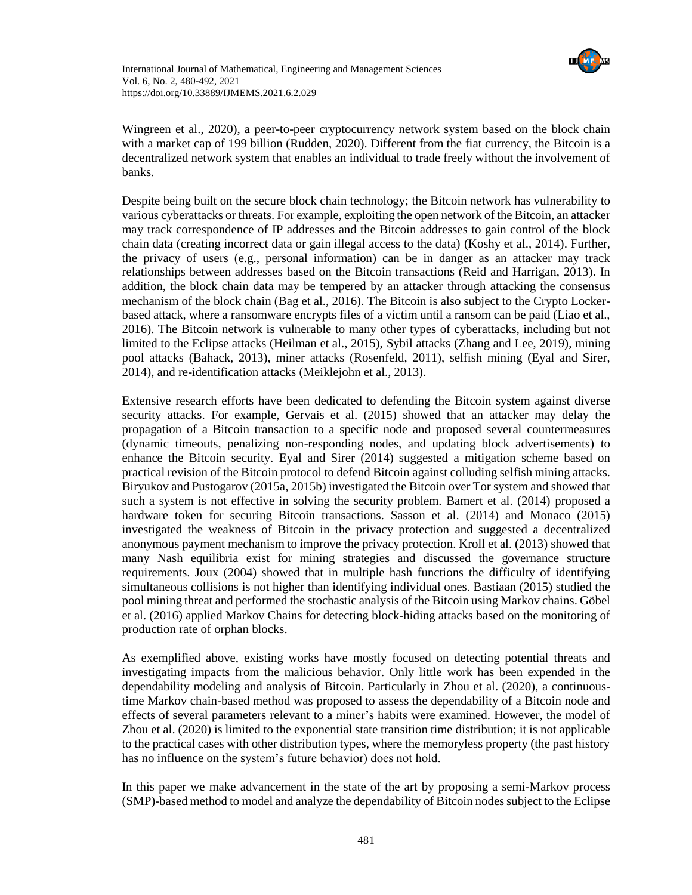Wingreen et al., 2020), a peer-to-peer cryptocurrency network system based on the block chain with a market cap of 199 billion (Rudden, 2020). Different from the fiat currency, the Bitcoin is a decentralized network system that enables an individual to trade freely without the involvement of banks.

Despite being built on the secure block chain technology; the Bitcoin network has vulnerability to various cyberattacks or threats. For example, exploiting the open network of the Bitcoin, an attacker may track correspondence of IP addresses and the Bitcoin addresses to gain control of the block chain data (creating incorrect data or gain illegal access to the data) (Koshy et al., 2014). Further, the privacy of users (e.g., personal information) can be in danger as an attacker may track relationships between addresses based on the Bitcoin transactions (Reid and Harrigan, 2013). In addition, the block chain data may be tempered by an attacker through attacking the consensus mechanism of the block chain (Bag et al., 2016). The Bitcoin is also subject to the Crypto Locker-based attack, where a ransomware encrypts files of a victim until a ransom can be paid (Liao et al., 2016). The Bitcoin network is vulnerable to many other types of cyberattacks, including but not limited to the Eclipse attacks (Heilman et al., 2015), Sybil attacks (Zhang and Lee, 2019), mining pool attacks (Bahack, 2013), miner attacks (Rosenfeld, 2011), selfish mining (Eyal and Sirer, 2014), and re-identification attacks (Meiklejohn et al., 2013).

Extensive research efforts have been dedicated to defending the Bitcoin system against diverse security attacks. For example, Gervais et al. (2015) showed that an attacker may delay the propagation of a Bitcoin transaction to a specific node and proposed several countermeasures (dynamic timeouts, penalizing non-responding nodes, and updating block advertisements) to enhance the Bitcoin security. Eyal and Sirer (2014) suggested a mitigation scheme based on practical revision of the Bitcoin protocol to defend Bitcoin against colluding selfish mining attacks. Biryukov and Pustogarov (2015a, 2015b) investigated the Bitcoin over Tor system and showed that such a system is not effective in solving the security problem. Bamert et al. (2014) proposed a hardware token for securing Bitcoin transactions. Sasson et al. (2014) and Monaco (2015) investigated the weakness of Bitcoin in the privacy protection and suggested a decentralized anonymous payment mechanism to improve the privacy protection. Kroll et al. (2013) showed that many Nash equilibria exist for mining strategies and discussed the governance structure requirements. Joux (2004) showed that in multiple hash functions the difficulty of identifying simultaneous collisions is not higher than identifying individual ones. Bastiaan (2015) studied the pool mining threat and performed the stochastic analysis of the Bitcoin using Markov chains. Göbel et al. (2016) applied Markov Chains for detecting block-hiding attacks based on the monitoring of production rate of orphan blocks.

As exemplified above, existing works have mostly focused on detecting potential threats and investigating impacts from the malicious behavior. Only little work has been expended in the dependability modeling and analysis of Bitcoin. Particularly in Zhou et al. (2020), a continuous-time Markov chain-based method was proposed to assess the dependability of a Bitcoin node and effects of several parameters relevant to a miner's habits were examined. However, the model of Zhou et al. (2020) is limited to the exponential state transition time distribution; it is not applicable to the practical cases with other distribution types, where the memoryless property (the past history has no influence on the system's future behavior) does not hold.

In this paper we make advancement in the state of the art by proposing a semi-Markov process (SMP)-based method to model and analyze the dependability of Bitcoin nodes subject to the Eclipse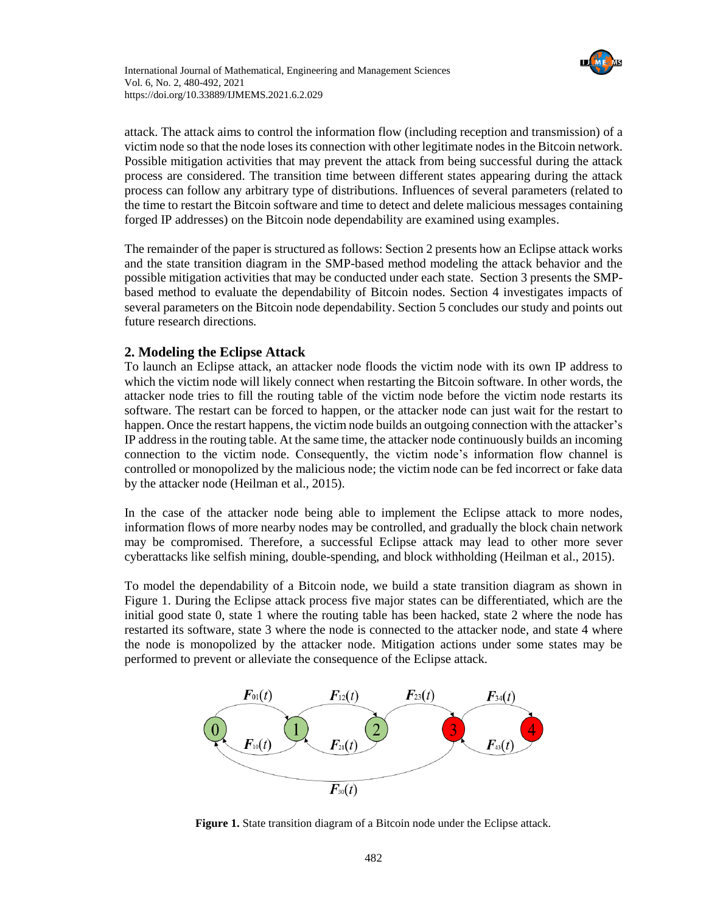attack. The attack aims to control the information flow (including reception and transmission) of a victim node so that the node loses its connection with other legitimate nodes in the Bitcoin network. Possible mitigation activities that may prevent the attack from being successful during the attack process are considered. The transition time between different states appearing during the attack process can follow any arbitrary type of distributions. Influences of several parameters (related to the time to restart the Bitcoin software and time to detect and delete malicious messages containing forged IP addresses) on the Bitcoin node dependability are examined using examples.

The remainder of the paper is structured as follows: Section 2 presents how an Eclipse attack works and the state transition diagram in the SMP-based method modeling the attack behavior and the possible mitigation activities that may be conducted under each state. Section 3 presents the SMP-based method to evaluate the dependability of Bitcoin nodes. Section 4 investigates impacts of several parameters on the Bitcoin node dependability. Section 5 concludes our study and points out future research directions.

## 2. Modeling the Eclipse Attack

To launch an Eclipse attack, an attacker node floods the victim node with its own IP address to which the victim node will likely connect when restarting the Bitcoin software. In other words, the attacker node tries to fill the routing table of the victim node before the victim node restarts its software. The restart can be forced to happen, or the attacker node can just wait for the restart to happen. Once the restart happens, the victim node builds an outgoing connection with the attacker's IP address in the routing table. At the same time, the attacker node continuously builds an incoming connection to the victim node. Consequently, the victim node's information flow channel is controlled or monopolized by the malicious node; the victim node can be fed incorrect or fake data by the attacker node (Heilman et al., 2015).

In the case of the attacker node being able to implement the Eclipse attack to more nodes, information flows of more nearby nodes may be controlled, and gradually the block chain network may be compromised. Therefore, a successful Eclipse attack may lead to other more sever cyberattacks like selfish mining, double-spending, and block withholding (Heilman et al., 2015).

To model the dependability of a Bitcoin node, we build a state transition diagram as shown in Figure 1. During the Eclipse attack process five major states can be differentiated, which are the initial good state 0, state 1 where the routing table has been hacked, state 2 where the node has restarted its software, state 3 where the node is connected to the attacker node, and state 4 where the node is monopolized by the attacker node. Mitigation actions under some states may be performed to prevent or alleviate the consequence of the Eclipse attack.

$F_{01}(t)$ $F_{12}(t)$ $F_{23}(t)$ $F_{34}(t)$

0 1 2 3 4

$F_{10}(t)$ $F_{21}(t)$ $F_{43}(t)$

$F_{30}(t)$

**Figure 1.** State transition diagram of a Bitcoin node under the Eclipse attack.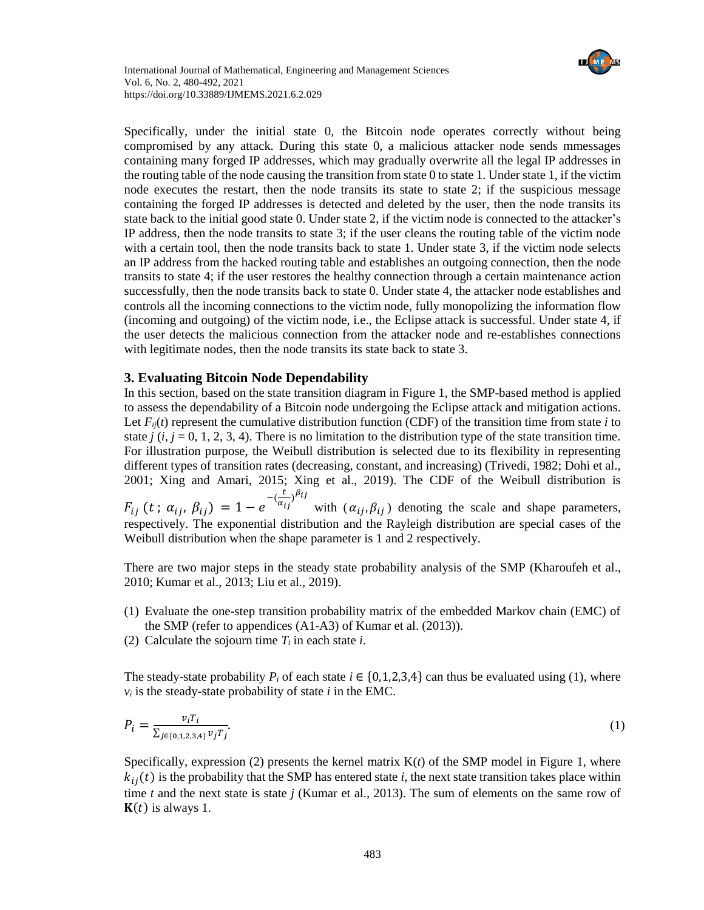Specifically, under the initial state 0, the Bitcoin node operates correctly without being compromised by any attack. During this state 0, a malicious attacker node sends mmessages containing many forged IP addresses, which may gradually overwrite all the legal IP addresses in the routing table of the node causing the transition from state 0 to state 1. Under state 1, if the victim node executes the restart, then the node transits its state to state 2; if the suspicious message containing the forged IP addresses is detected and deleted by the user, then the node transits its state back to the initial good state 0. Under state 2, if the victim node is connected to the attacker's IP address, then the node transits to state 3; if the user cleans the routing table of the victim node with a certain tool, then the node transits back to state 1. Under state 3, if the victim node selects an IP address from the hacked routing table and establishes an outgoing connection, then the node transits to state 4; if the user restores the healthy connection through a certain maintenance action successfully, then the node transits back to state 0. Under state 4, the attacker node establishes and controls all the incoming connections to the victim node, fully monopolizing the information flow (incoming and outgoing) of the victim node, i.e., the Eclipse attack is successful. Under state 4, if the user detects the malicious connection from the attacker node and re-establishes connections with legitimate nodes, then the node transits its state back to state 3.

## 3. Evaluating Bitcoin Node Dependability

In this section, based on the state transition diagram in Figure 1, the SMP-based method is applied to assess the dependability of a Bitcoin node undergoing the Eclipse attack and mitigation actions. Let $F_{ij}(t)$ represent the cumulative distribution function (CDF) of the transition time from state $i$ to state $j$ ($i, j = 0, 1, 2, 3, 4$). There is no limitation to the distribution type of the state transition time. For illustration purpose, the Weibull distribution is selected due to its flexibility in representing different types of transition rates (decreasing, constant, and increasing) (Trivedi, 1982; Dohi et al., 2001; Xing and Amari, 2015; Xing et al., 2019). The CDF of the Weibull distribution is $F_{ij}\,(t\,;\,\alpha_{ij},\,\beta_{ij}) = 1 - e^{-(\frac{t}{\alpha_{ij}})^{\beta_{ij}}}$ with $(\alpha_{ij}, \beta_{ij})$ denoting the scale and shape parameters, respectively. The exponential distribution and the Rayleigh distribution are special cases of the Weibull distribution when the shape parameter is 1 and 2 respectively.

There are two major steps in the steady state probability analysis of the SMP (Kharoufeh et al., 2010; Kumar et al., 2013; Liu et al., 2019).

(1) Evaluate the one-step transition probability matrix of the embedded Markov chain (EMC) of the SMP (refer to appendices (A1-A3) of Kumar et al. (2013)).

(2) Calculate the sojourn time $T_i$ in each state $i$.

The steady-state probability $P_i$ of each state $i \in \{0,1,2,3,4\}$ can thus be evaluated using (1), where $v_i$ is the steady-state probability of state $i$ in the EMC.

$$P_i = \frac{v_i T_i}{\sum_{j \in \{0,1,2,3,4\}} v_j T_j}. \tag{1}$$

Specifically, expression (2) presents the kernel matrix K($t$) of the SMP model in Figure 1, where $k_{ij}(t)$ is the probability that the SMP has entered state $i$, the next state transition takes place within time $t$ and the next state is state $j$ (Kumar et al., 2013). The sum of elements on the same row of $\mathbf{K}(t)$ is always 1.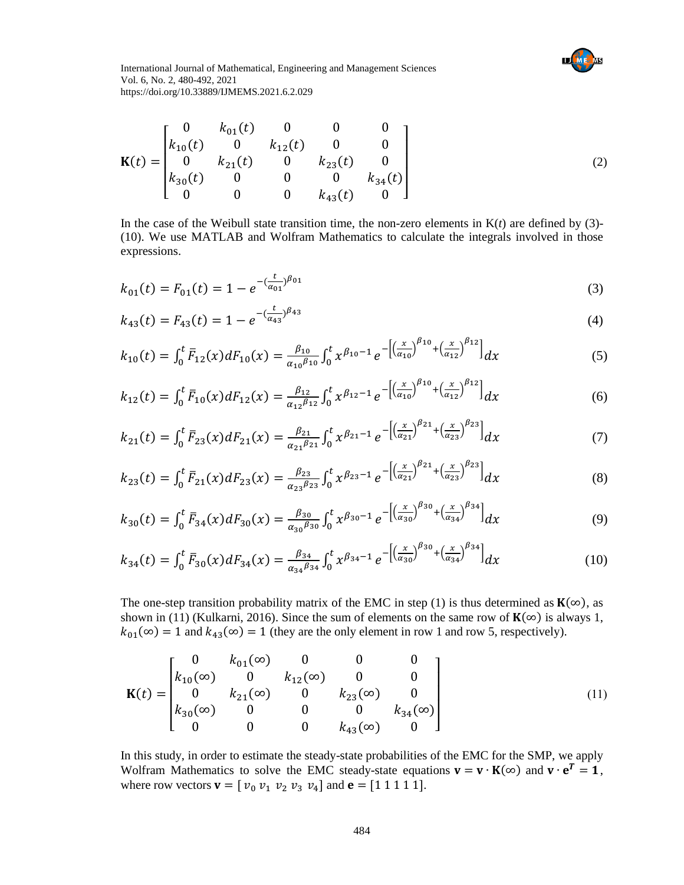$$\mathbf{K}(t) = \begin{bmatrix} 0 & k_{01}(t) & 0 & 0 & 0 \\ k_{10}(t) & 0 & k_{12}(t) & 0 & 0 \\ 0 & k_{21}(t) & 0 & k_{23}(t) & 0 \\ k_{30}(t) & 0 & 0 & 0 & k_{34}(t) \\ 0 & 0 & 0 & k_{43}(t) & 0 \end{bmatrix} \tag{2}$$

In the case of the Weibull state transition time, the non-zero elements in K($t$) are defined by (3)-(10). We use MATLAB and Wolfram Mathematics to calculate the integrals involved in those expressions.

$$k_{01}(t) = F_{01}(t) = 1 - e^{-(\frac{t}{\alpha_{01}})^{\beta_{01}}} \tag{3}$$

$$k_{43}(t) = F_{43}(t) = 1 - e^{-(\frac{t}{\alpha_{43}})^{\beta_{43}}} \tag{4}$$

$$k_{10}(t) = \int_0^t \bar{F}_{12}(x)dF_{10}(x) = \frac{\beta_{10}}{\alpha_{10}{}^{\beta_{10}}} \int_0^t x^{\beta_{10}-1} e^{-\left[\left(\frac{x}{\alpha_{10}}\right)^{\beta_{10}} + \left(\frac{x}{\alpha_{12}}\right)^{\beta_{12}}\right]} dx \tag{5}$$

$$k_{12}(t) = \int_0^t \bar{F}_{10}(x)dF_{12}(x) = \frac{\beta_{12}}{\alpha_{12}{}^{\beta_{12}}} \int_0^t x^{\beta_{12}-1} e^{-\left[\left(\frac{x}{\alpha_{10}}\right)^{\beta_{10}} + \left(\frac{x}{\alpha_{12}}\right)^{\beta_{12}}\right]} dx \tag{6}$$

$$k_{21}(t) = \int_0^t \bar{F}_{23}(x)dF_{21}(x) = \frac{\beta_{21}}{\alpha_{21}{}^{\beta_{21}}} \int_0^t x^{\beta_{21}-1} e^{-\left[\left(\frac{x}{\alpha_{21}}\right)^{\beta_{21}} + \left(\frac{x}{\alpha_{23}}\right)^{\beta_{23}}\right]} dx \tag{7}$$

$$k_{23}(t) = \int_0^t \bar{F}_{21}(x)dF_{23}(x) = \frac{\beta_{23}}{\alpha_{23}{}^{\beta_{23}}} \int_0^t x^{\beta_{23}-1} e^{-\left[\left(\frac{x}{\alpha_{21}}\right)^{\beta_{21}} + \left(\frac{x}{\alpha_{23}}\right)^{\beta_{23}}\right]} dx \tag{8}$$

$$k_{30}(t) = \int_0^t \bar{F}_{34}(x)dF_{30}(x) = \frac{\beta_{30}}{\alpha_{30}{}^{\beta_{30}}} \int_0^t x^{\beta_{30}-1} e^{-\left[\left(\frac{x}{\alpha_{30}}\right)^{\beta_{30}} + \left(\frac{x}{\alpha_{34}}\right)^{\beta_{34}}\right]} dx \tag{9}$$

$$k_{34}(t) = \int_0^t \bar{F}_{30}(x)dF_{34}(x) = \frac{\beta_{34}}{\alpha_{34}{}^{\beta_{34}}} \int_0^t x^{\beta_{34}-1} e^{-\left[\left(\frac{x}{\alpha_{30}}\right)^{\beta_{30}} + \left(\frac{x}{\alpha_{34}}\right)^{\beta_{34}}\right]} dx \tag{10}$$

The one-step transition probability matrix of the EMC in step (1) is thus determined as $\mathbf{K}(\infty)$, as shown in (11) (Kulkarni, 2016). Since the sum of elements on the same row of $\mathbf{K}(\infty)$ is always 1, $k_{01}(\infty) = 1$ and $k_{43}(\infty) = 1$ (they are the only element in row 1 and row 5, respectively).

$$\mathbf{K}(t) = \begin{bmatrix} 0 & k_{01}(\infty) & 0 & 0 & 0 \\ k_{10}(\infty) & 0 & k_{12}(\infty) & 0 & 0 \\ 0 & k_{21}(\infty) & 0 & k_{23}(\infty) & 0 \\ k_{30}(\infty) & 0 & 0 & 0 & k_{34}(\infty) \\ 0 & 0 & 0 & k_{43}(\infty) & 0 \end{bmatrix} \tag{11}$$

In this study, in order to estimate the steady-state probabilities of the EMC for the SMP, we apply Wolfram Mathematics to solve the EMC steady-state equations $\mathbf{v} = \mathbf{v} \cdot \mathbf{K}(\infty)$ and $\mathbf{v} \cdot \mathbf{e}^T = \mathbf{1}$, where row vectors $\mathbf{v} = [\,v_0\ v_1\ v_2\ v_3\ v_4]$ and $\mathbf{e} = [1\ 1\ 1\ 1\ 1]$.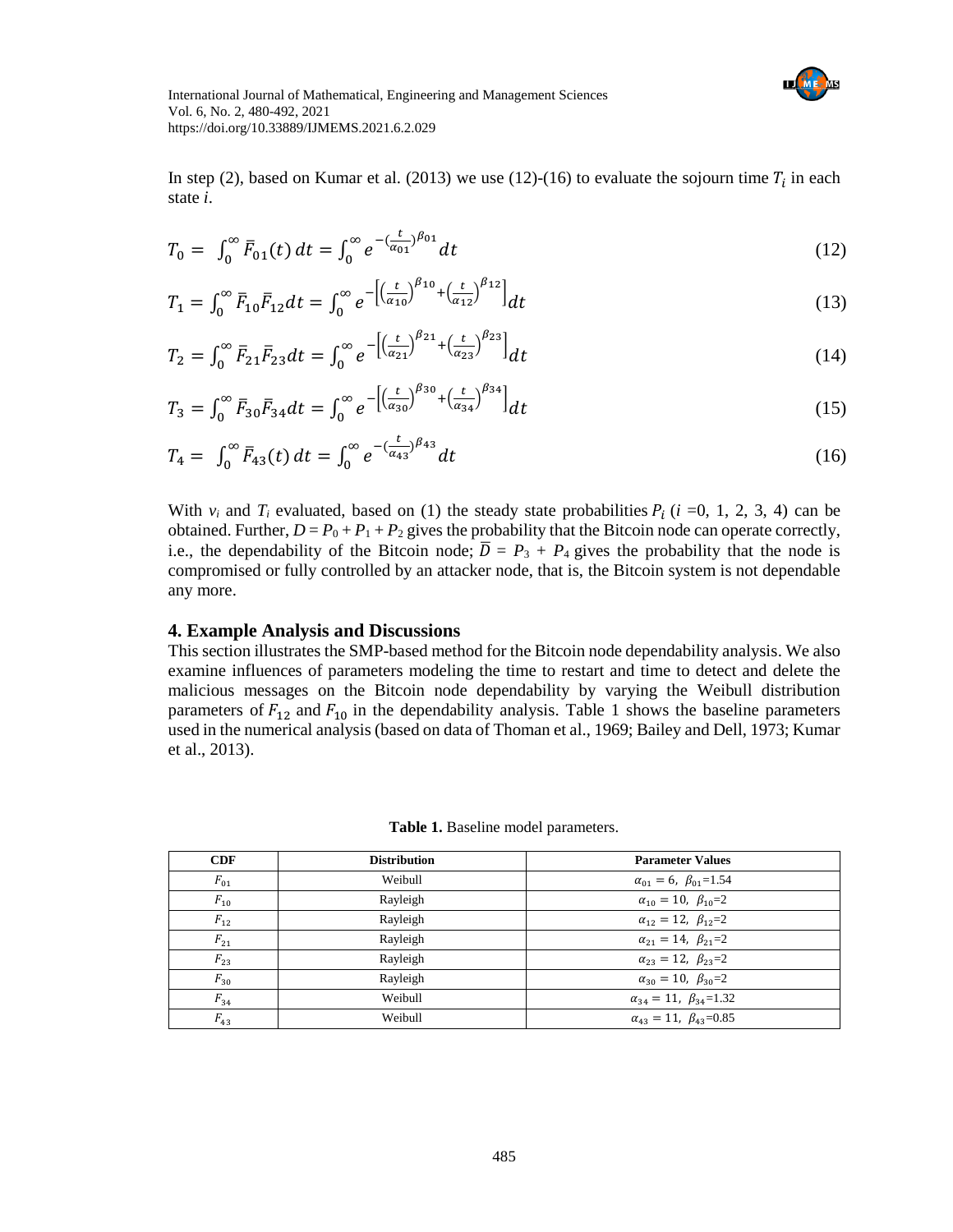In step (2), based on Kumar et al. (2013) we use (12)-(16) to evaluate the sojourn time $T_i$ in each state *i*.

$$T_0 = \int_0^\infty \bar{F}_{01}(t)\,dt = \int_0^\infty e^{-(\frac{t}{\alpha_{01}})^{\beta_{01}}}dt \tag{12}$$

$$T_1 = \int_0^\infty \bar{F}_{10}\bar{F}_{12}dt = \int_0^\infty e^{-\left[\left(\frac{t}{\alpha_{10}}\right)^{\beta_{10}}+\left(\frac{t}{\alpha_{12}}\right)^{\beta_{12}}\right]}dt \tag{13}$$

$$T_2 = \int_0^\infty \bar{F}_{21}\bar{F}_{23}dt = \int_0^\infty e^{-\left[\left(\frac{t}{\alpha_{21}}\right)^{\beta_{21}}+\left(\frac{t}{\alpha_{23}}\right)^{\beta_{23}}\right]}dt \tag{14}$$

$$T_3 = \int_0^\infty \bar{F}_{30}\bar{F}_{34}dt = \int_0^\infty e^{-\left[\left(\frac{t}{\alpha_{30}}\right)^{\beta_{30}}+\left(\frac{t}{\alpha_{34}}\right)^{\beta_{34}}\right]}dt \tag{15}$$

$$T_4 = \int_0^\infty \bar{F}_{43}(t)\,dt = \int_0^\infty e^{-(\frac{t}{\alpha_{43}})^{\beta_{43}}}dt \tag{16}$$

With $v_i$ and $T_i$ evaluated, based on (1) the steady state probabilities $P_i$ ($i$ =0, 1, 2, 3, 4) can be obtained. Further, $D = P_0 + P_1 + P_2$ gives the probability that the Bitcoin node can operate correctly, i.e., the dependability of the Bitcoin node; $\bar{D} = P_3 + P_4$ gives the probability that the node is compromised or fully controlled by an attacker node, that is, the Bitcoin system is not dependable any more.

## 4. Example Analysis and Discussions

This section illustrates the SMP-based method for the Bitcoin node dependability analysis. We also examine influences of parameters modeling the time to restart and time to detect and delete the malicious messages on the Bitcoin node dependability by varying the Weibull distribution parameters of $F_{12}$ and $F_{10}$ in the dependability analysis. Table 1 shows the baseline parameters used in the numerical analysis (based on data of Thoman et al., 1969; Bailey and Dell, 1973; Kumar et al., 2013).

**Table 1.** Baseline model parameters.

| CDF | Distribution | Parameter Values |
|---|---|---|
| $F_{01}$ | Weibull | $\alpha_{01} = 6,\ \beta_{01}$=1.54 |
| $F_{10}$ | Rayleigh | $\alpha_{10} = 10,\ \beta_{10}$=2 |
| $F_{12}$ | Rayleigh | $\alpha_{12} = 12,\ \beta_{12}$=2 |
| $F_{21}$ | Rayleigh | $\alpha_{21} = 14,\ \beta_{21}$=2 |
| $F_{23}$ | Rayleigh | $\alpha_{23} = 12,\ \beta_{23}$=2 |
| $F_{30}$ | Rayleigh | $\alpha_{30} = 10,\ \beta_{30}$=2 |
| $F_{34}$ | Weibull | $\alpha_{34} = 11,\ \beta_{34}$=1.32 |
| $F_{43}$ | Weibull | $\alpha_{43} = 11,\ \beta_{43}$=0.85 |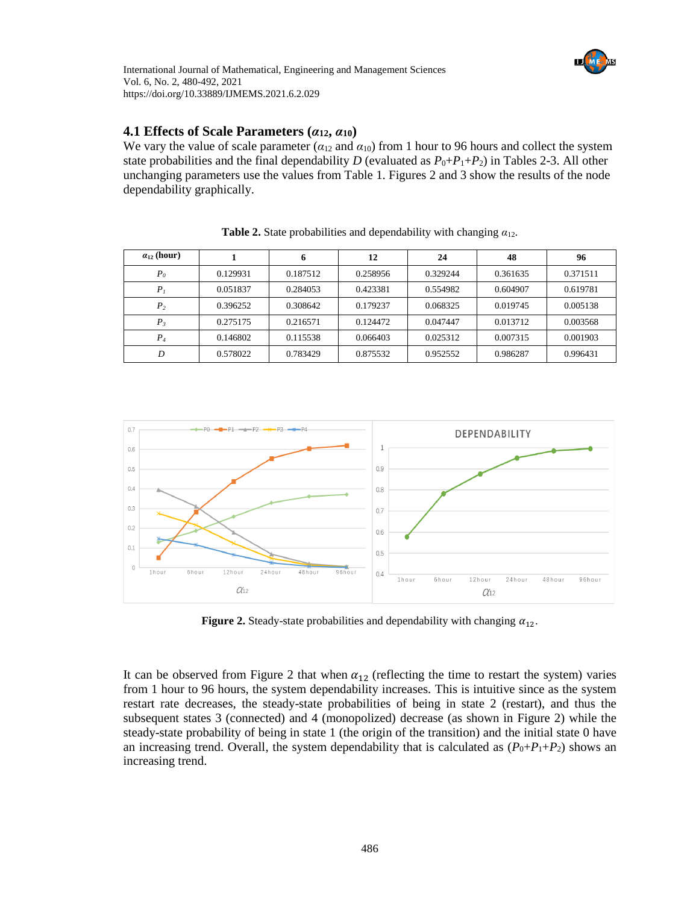### 4.1 Effects of Scale Parameters ($\alpha_{12}$, $\alpha_{10}$)

We vary the value of scale parameter ($\alpha_{12}$ and $\alpha_{10}$) from 1 hour to 96 hours and collect the system state probabilities and the final dependability $D$ (evaluated as $P_0$+$P_1$+$P_2$) in Tables 2-3. All other unchanging parameters use the values from Table 1. Figures 2 and 3 show the results of the node dependability graphically.

**Table 2.** State probabilities and dependability with changing $\alpha_{12}$.

| $\alpha_{12}$ (hour) | 1 | 6 | 12 | 24 | 48 | 96 |
|---|---|---|---|---|---|---|
| $P_0$ | 0.129931 | 0.187512 | 0.258956 | 0.329244 | 0.361635 | 0.371511 |
| $P_1$ | 0.051837 | 0.284053 | 0.423381 | 0.554982 | 0.604907 | 0.619781 |
| $P_2$ | 0.396252 | 0.308642 | 0.179237 | 0.068325 | 0.019745 | 0.005138 |
| $P_3$ | 0.275175 | 0.216571 | 0.124472 | 0.047447 | 0.013712 | 0.003568 |
| $P_4$ | 0.146802 | 0.115538 | 0.066403 | 0.025312 | 0.007315 | 0.001903 |
| $D$ | 0.578022 | 0.783429 | 0.875532 | 0.952552 | 0.986287 | 0.996431 |

**Figure 2.** Steady-state probabilities and dependability with changing $\alpha_{12}$.

It can be observed from Figure 2 that when $\alpha_{12}$ (reflecting the time to restart the system) varies from 1 hour to 96 hours, the system dependability increases. This is intuitive since as the system restart rate decreases, the steady-state probabilities of being in state 2 (restart), and thus the subsequent states 3 (connected) and 4 (monopolized) decrease (as shown in Figure 2) while the steady-state probability of being in state 1 (the origin of the transition) and the initial state 0 have an increasing trend. Overall, the system dependability that is calculated as ($P_0$+$P_1$+$P_2$) shows an increasing trend.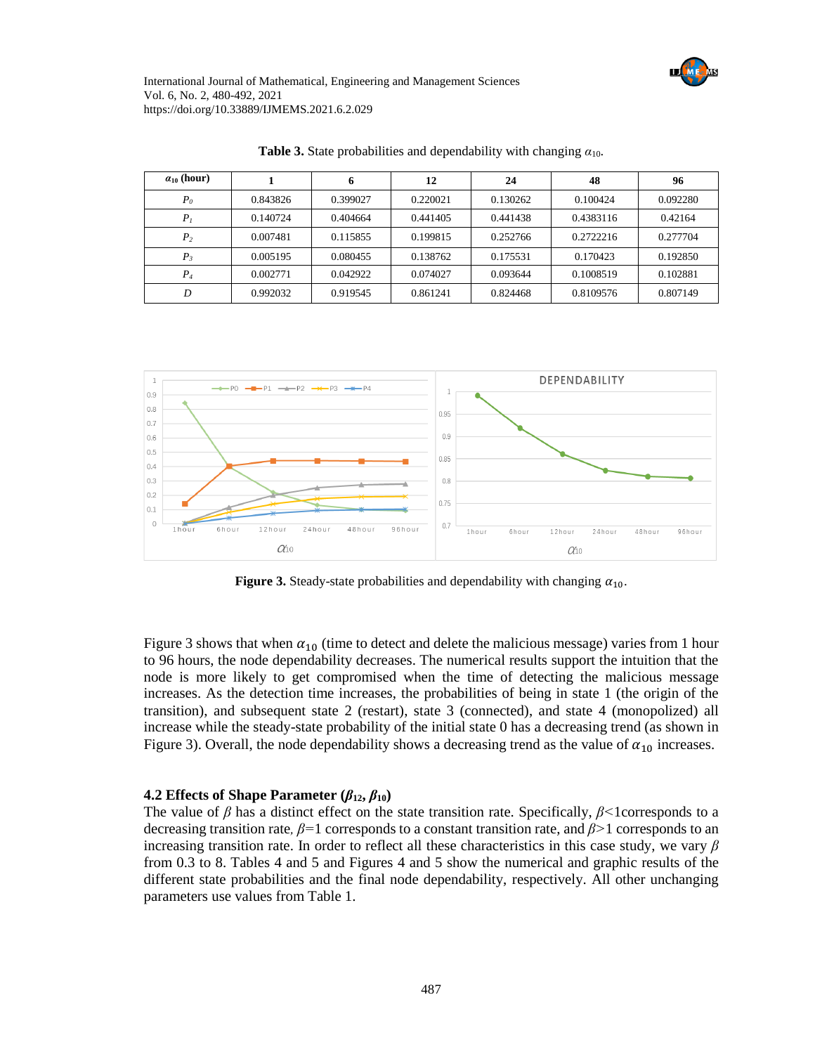**Table 3.** State probabilities and dependability with changing $\alpha_{10}$.

| $\alpha_{10}$ (hour) | 1 | 6 | 12 | 24 | 48 | 96 |
|---|---|---|---|---|---|---|
| $P_0$ | 0.843826 | 0.399027 | 0.220021 | 0.130262 | 0.100424 | 0.092280 |
| $P_1$ | 0.140724 | 0.404664 | 0.441405 | 0.441438 | 0.4383116 | 0.42164 |
| $P_2$ | 0.007481 | 0.115855 | 0.199815 | 0.252766 | 0.2722216 | 0.277704 |
| $P_3$ | 0.005195 | 0.080455 | 0.138762 | 0.175531 | 0.170423 | 0.192850 |
| $P_4$ | 0.002771 | 0.042922 | 0.074027 | 0.093644 | 0.1008519 | 0.102881 |
| $D$ | 0.992032 | 0.919545 | 0.861241 | 0.824468 | 0.8109576 | 0.807149 |

P0 P1 P2 P3 P4

1 0.9 0.8 0.7 0.6 0.5 0.4 0.3 0.2 0.1 0

1hour 6hour 12hour 24hour 48hour 96hour

$\alpha_{10}$

DEPENDABILITY

1 0.95 0.9 0.85 0.8 0.75 0.7

1hour 6hour 12hour 24hour 48hour 96hour

$\alpha_{10}$

**Figure 3.** Steady-state probabilities and dependability with changing $\alpha_{10}$.

Figure 3 shows that when $\alpha_{10}$ (time to detect and delete the malicious message) varies from 1 hour to 96 hours, the node dependability decreases. The numerical results support the intuition that the node is more likely to get compromised when the time of detecting the malicious message increases. As the detection time increases, the probabilities of being in state 1 (the origin of the transition), and subsequent state 2 (restart), state 3 (connected), and state 4 (monopolized) all increase while the steady-state probability of the initial state 0 has a decreasing trend (as shown in Figure 3). Overall, the node dependability shows a decreasing trend as the value of $\alpha_{10}$ increases.

### 4.2 Effects of Shape Parameter ($\beta_{12}$, $\beta_{10}$)

The value of $\beta$ has a distinct effect on the state transition rate. Specifically, $\beta<1$corresponds to a decreasing transition rate, $\beta=1$ corresponds to a constant transition rate, and $\beta>1$ corresponds to an increasing transition rate. In order to reflect all these characteristics in this case study, we vary $\beta$ from 0.3 to 8. Tables 4 and 5 and Figures 4 and 5 show the numerical and graphic results of the different state probabilities and the final node dependability, respectively. All other unchanging parameters use values from Table 1.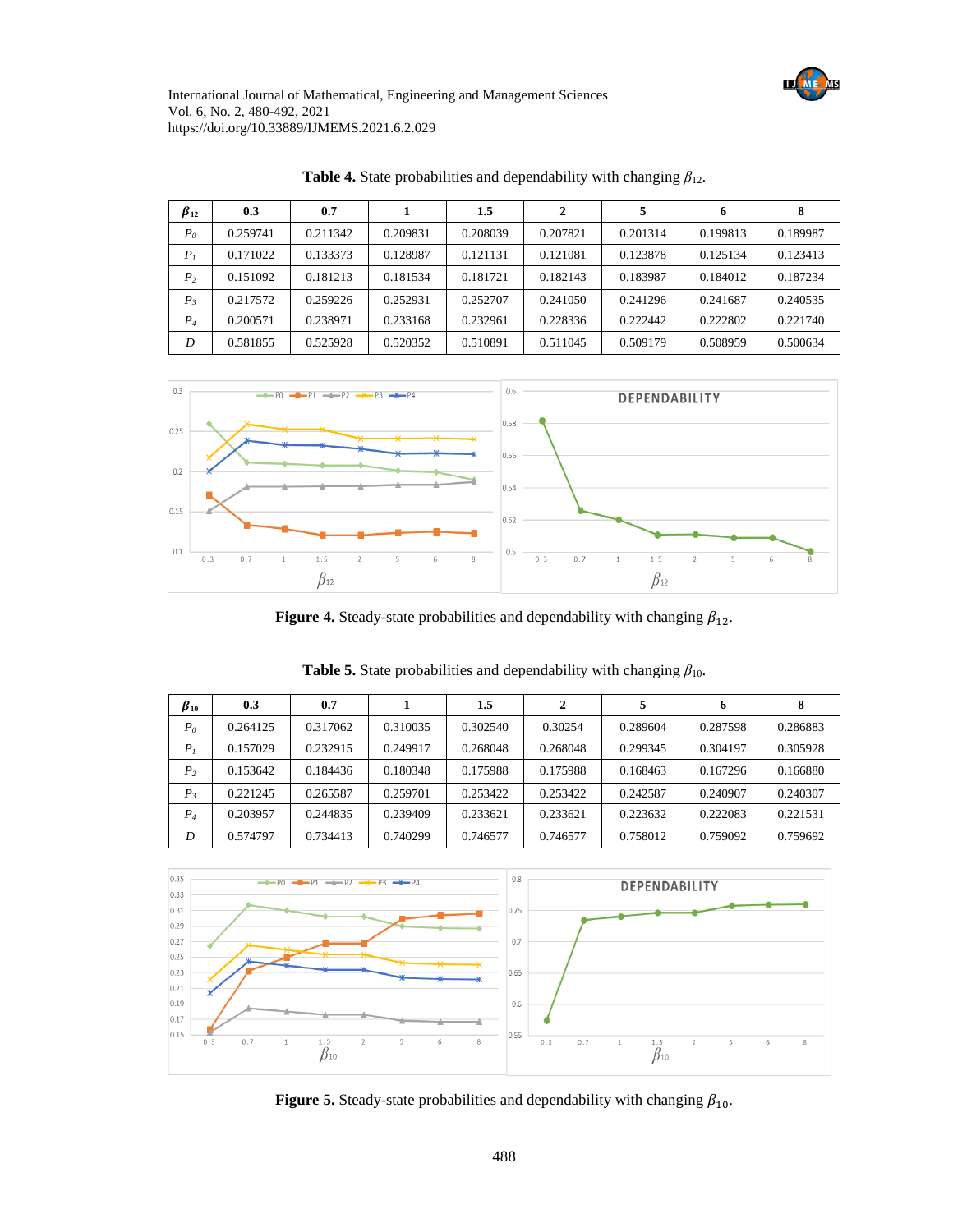**Table 4.** State probabilities and dependability with changing $\beta_{12}$.

| $\beta_{12}$ | 0.3 | 0.7 | 1 | 1.5 | 2 | 5 | 6 | 8 |
|---|---|---|---|---|---|---|---|---|
| $P_0$ | 0.259741 | 0.211342 | 0.209831 | 0.208039 | 0.207821 | 0.201314 | 0.199813 | 0.189987 |
| $P_1$ | 0.171022 | 0.133373 | 0.128987 | 0.121131 | 0.121081 | 0.123878 | 0.125134 | 0.123413 |
| $P_2$ | 0.151092 | 0.181213 | 0.181534 | 0.181721 | 0.182143 | 0.183987 | 0.184012 | 0.187234 |
| $P_3$ | 0.217572 | 0.259226 | 0.252931 | 0.252707 | 0.241050 | 0.241296 | 0.241687 | 0.240535 |
| $P_4$ | 0.200571 | 0.238971 | 0.233168 | 0.232961 | 0.228336 | 0.222442 | 0.222802 | 0.221740 |
| $D$ | 0.581855 | 0.525928 | 0.520352 | 0.510891 | 0.511045 | 0.509179 | 0.508959 | 0.500634 |

P0 P1 P2 P3 P4

0.3 0.25 0.2 0.15 0.1

0.3 0.7 1 1.5 2 5 6 8

$\beta_{12}$

DEPENDABILITY

0.6 0.58 0.56 0.54 0.52 0.5

0.3 0.7 1 1.5 2 5 6 8

$\beta_{12}$

**Figure 4.** Steady-state probabilities and dependability with changing $\beta_{12}$.

**Table 5.** State probabilities and dependability with changing $\beta_{10}$.

| $\beta_{10}$ | 0.3 | 0.7 | 1 | 1.5 | 2 | 5 | 6 | 8 |
|---|---|---|---|---|---|---|---|---|
| $P_0$ | 0.264125 | 0.317062 | 0.310035 | 0.302540 | 0.30254 | 0.289604 | 0.287598 | 0.286883 |
| $P_1$ | 0.157029 | 0.232915 | 0.249917 | 0.268048 | 0.268048 | 0.299345 | 0.304197 | 0.305928 |
| $P_2$ | 0.153642 | 0.184436 | 0.180348 | 0.175988 | 0.175988 | 0.168463 | 0.167296 | 0.166880 |
| $P_3$ | 0.221245 | 0.265587 | 0.259701 | 0.253422 | 0.253422 | 0.242587 | 0.240907 | 0.240307 |
| $P_4$ | 0.203957 | 0.244835 | 0.239409 | 0.233621 | 0.233621 | 0.223632 | 0.222083 | 0.221531 |
| $D$ | 0.574797 | 0.734413 | 0.740299 | 0.746577 | 0.746577 | 0.758012 | 0.759092 | 0.759692 |

P0 P1 P2 P3 P4

0.35 0.33 0.31 0.29 0.27 0.25 0.23 0.21 0.19 0.17 0.15

0.3 0.7 1 1.5 2 5 6 8

$\beta_{10}$

DEPENDABILITY

0.8 0.75 0.7 0.65 0.6 0.55

0.3 0.7 1 1.5 2 5 6 8

$\beta_{10}$

**Figure 5.** Steady-state probabilities and dependability with changing $\beta_{10}$.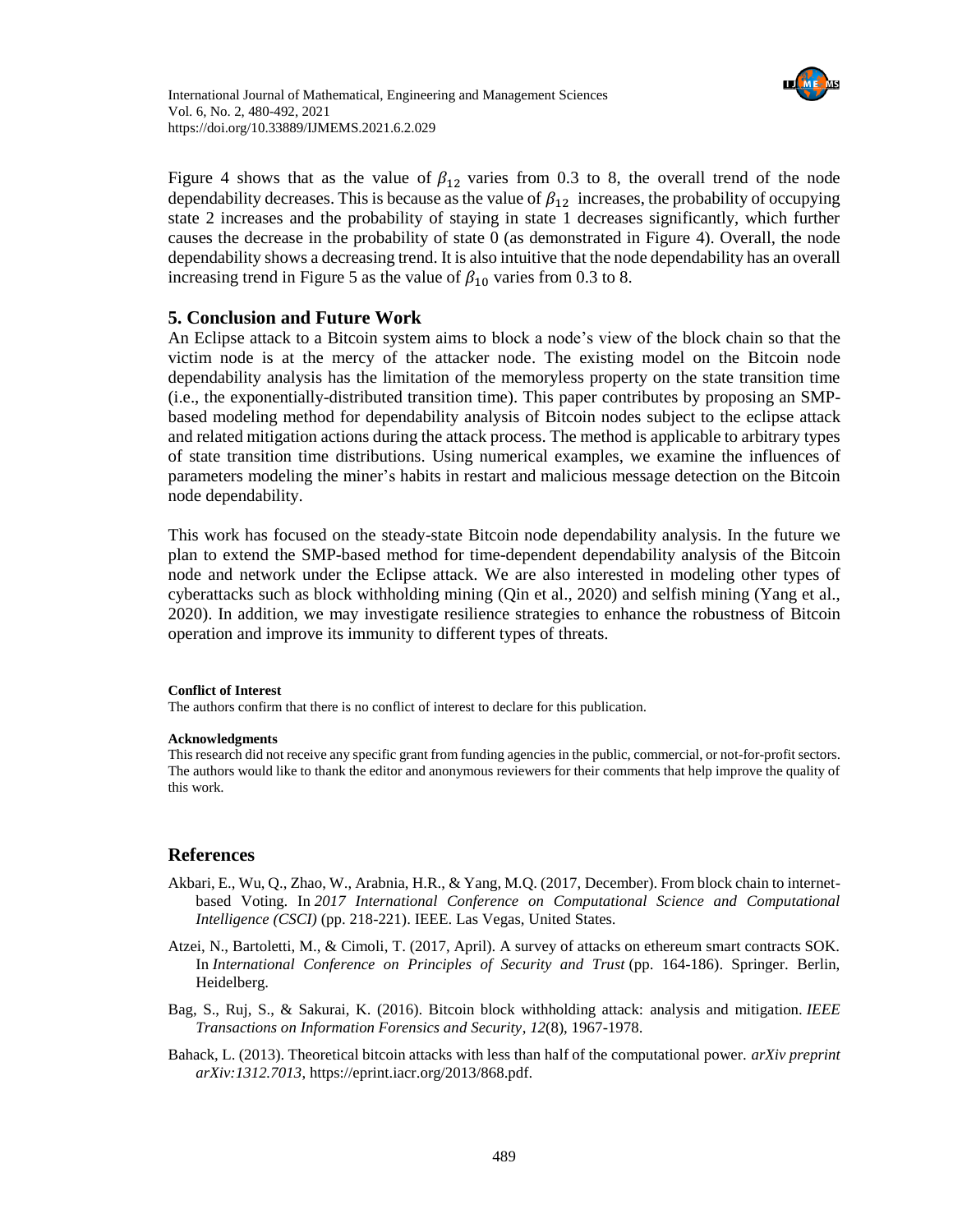Figure 4 shows that as the value of $\beta_{12}$ varies from 0.3 to 8, the overall trend of the node dependability decreases. This is because as the value of $\beta_{12}$ increases, the probability of occupying state 2 increases and the probability of staying in state 1 decreases significantly, which further causes the decrease in the probability of state 0 (as demonstrated in Figure 4). Overall, the node dependability shows a decreasing trend. It is also intuitive that the node dependability has an overall increasing trend in Figure 5 as the value of $\beta_{10}$ varies from 0.3 to 8.

## 5. Conclusion and Future Work

An Eclipse attack to a Bitcoin system aims to block a node's view of the block chain so that the victim node is at the mercy of the attacker node. The existing model on the Bitcoin node dependability analysis has the limitation of the memoryless property on the state transition time (i.e., the exponentially-distributed transition time). This paper contributes by proposing an SMP-based modeling method for dependability analysis of Bitcoin nodes subject to the eclipse attack and related mitigation actions during the attack process. The method is applicable to arbitrary types of state transition time distributions. Using numerical examples, we examine the influences of parameters modeling the miner's habits in restart and malicious message detection on the Bitcoin node dependability.

This work has focused on the steady-state Bitcoin node dependability analysis. In the future we plan to extend the SMP-based method for time-dependent dependability analysis of the Bitcoin node and network under the Eclipse attack. We are also interested in modeling other types of cyberattacks such as block withholding mining (Qin et al., 2020) and selfish mining (Yang et al., 2020). In addition, we may investigate resilience strategies to enhance the robustness of Bitcoin operation and improve its immunity to different types of threats.

**Conflict of Interest**

The authors confirm that there is no conflict of interest to declare for this publication.

**Acknowledgments**

This research did not receive any specific grant from funding agencies in the public, commercial, or not-for-profit sectors. The authors would like to thank the editor and anonymous reviewers for their comments that help improve the quality of this work.

## References

Akbari, E., Wu, Q., Zhao, W., Arabnia, H.R., & Yang, M.Q. (2017, December). From block chain to internet-based Voting. In *2017 International Conference on Computational Science and Computational Intelligence (CSCI)* (pp. 218-221). IEEE. Las Vegas, United States.

Atzei, N., Bartoletti, M., & Cimoli, T. (2017, April). A survey of attacks on ethereum smart contracts SOK. In *International Conference on Principles of Security and Trust* (pp. 164-186). Springer. Berlin, Heidelberg.

Bag, S., Ruj, S., & Sakurai, K. (2016). Bitcoin block withholding attack: analysis and mitigation. *IEEE Transactions on Information Forensics and Security*, *12*(8), 1967-1978.

Bahack, L. (2013). Theoretical bitcoin attacks with less than half of the computational power. *arXiv preprint arXiv:1312.7013*, https://eprint.iacr.org/2013/868.pdf.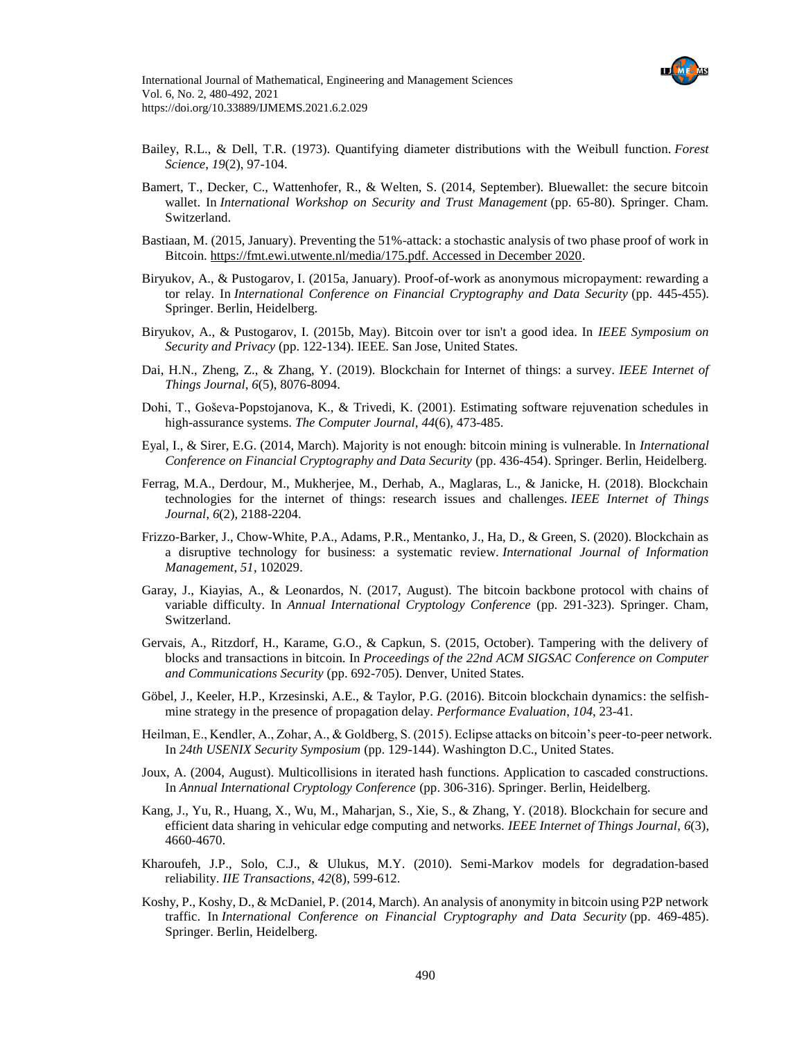Bailey, R.L., & Dell, T.R. (1973). Quantifying diameter distributions with the Weibull function. *Forest Science*, *19*(2), 97-104.

Bamert, T., Decker, C., Wattenhofer, R., & Welten, S. (2014, September). Bluewallet: the secure bitcoin wallet. In *International Workshop on Security and Trust Management* (pp. 65-80). Springer. Cham. Switzerland.

Bastiaan, M. (2015, January). Preventing the 51%-attack: a stochastic analysis of two phase proof of work in Bitcoin. https://fmt.ewi.utwente.nl/media/175.pdf. Accessed in December 2020.

Biryukov, A., & Pustogarov, I. (2015a, January). Proof-of-work as anonymous micropayment: rewarding a tor relay. In *International Conference on Financial Cryptography and Data Security* (pp. 445-455). Springer. Berlin, Heidelberg.

Biryukov, A., & Pustogarov, I. (2015b, May). Bitcoin over tor isn't a good idea. In *IEEE Symposium on Security and Privacy* (pp. 122-134). IEEE. San Jose, United States.

Dai, H.N., Zheng, Z., & Zhang, Y. (2019). Blockchain for Internet of things: a survey. *IEEE Internet of Things Journal*, *6*(5), 8076-8094.

Dohi, T., Goševa-Popstojanova, K., & Trivedi, K. (2001). Estimating software rejuvenation schedules in high-assurance systems. *The Computer Journal*, *44*(6), 473-485.

Eyal, I., & Sirer, E.G. (2014, March). Majority is not enough: bitcoin mining is vulnerable. In *International Conference on Financial Cryptography and Data Security* (pp. 436-454). Springer. Berlin, Heidelberg.

Ferrag, M.A., Derdour, M., Mukherjee, M., Derhab, A., Maglaras, L., & Janicke, H. (2018). Blockchain technologies for the internet of things: research issues and challenges. *IEEE Internet of Things Journal*, *6*(2), 2188-2204.

Frizzo-Barker, J., Chow-White, P.A., Adams, P.R., Mentanko, J., Ha, D., & Green, S. (2020). Blockchain as a disruptive technology for business: a systematic review. *International Journal of Information Management*, *51*, 102029.

Garay, J., Kiayias, A., & Leonardos, N. (2017, August). The bitcoin backbone protocol with chains of variable difficulty. In *Annual International Cryptology Conference* (pp. 291-323). Springer. Cham, Switzerland.

Gervais, A., Ritzdorf, H., Karame, G.O., & Capkun, S. (2015, October). Tampering with the delivery of blocks and transactions in bitcoin. In *Proceedings of the 22nd ACM SIGSAC Conference on Computer and Communications Security* (pp. 692-705). Denver, United States.

Göbel, J., Keeler, H.P., Krzesinski, A.E., & Taylor, P.G. (2016). Bitcoin blockchain dynamics: the selfish-mine strategy in the presence of propagation delay. *Performance Evaluation*, *104*, 23-41.

Heilman, E., Kendler, A., Zohar, A., & Goldberg, S. (2015). Eclipse attacks on bitcoin's peer-to-peer network. In *24th USENIX Security Symposium* (pp. 129-144). Washington D.C., United States.

Joux, A. (2004, August). Multicollisions in iterated hash functions. Application to cascaded constructions. In *Annual International Cryptology Conference* (pp. 306-316). Springer. Berlin, Heidelberg.

Kang, J., Yu, R., Huang, X., Wu, M., Maharjan, S., Xie, S., & Zhang, Y. (2018). Blockchain for secure and efficient data sharing in vehicular edge computing and networks. *IEEE Internet of Things Journal*, *6*(3), 4660-4670.

Kharoufeh, J.P., Solo, C.J., & Ulukus, M.Y. (2010). Semi-Markov models for degradation-based reliability. *IIE Transactions*, *42*(8), 599-612.

Koshy, P., Koshy, D., & McDaniel, P. (2014, March). An analysis of anonymity in bitcoin using P2P network traffic. In *International Conference on Financial Cryptography and Data Security* (pp. 469-485). Springer. Berlin, Heidelberg.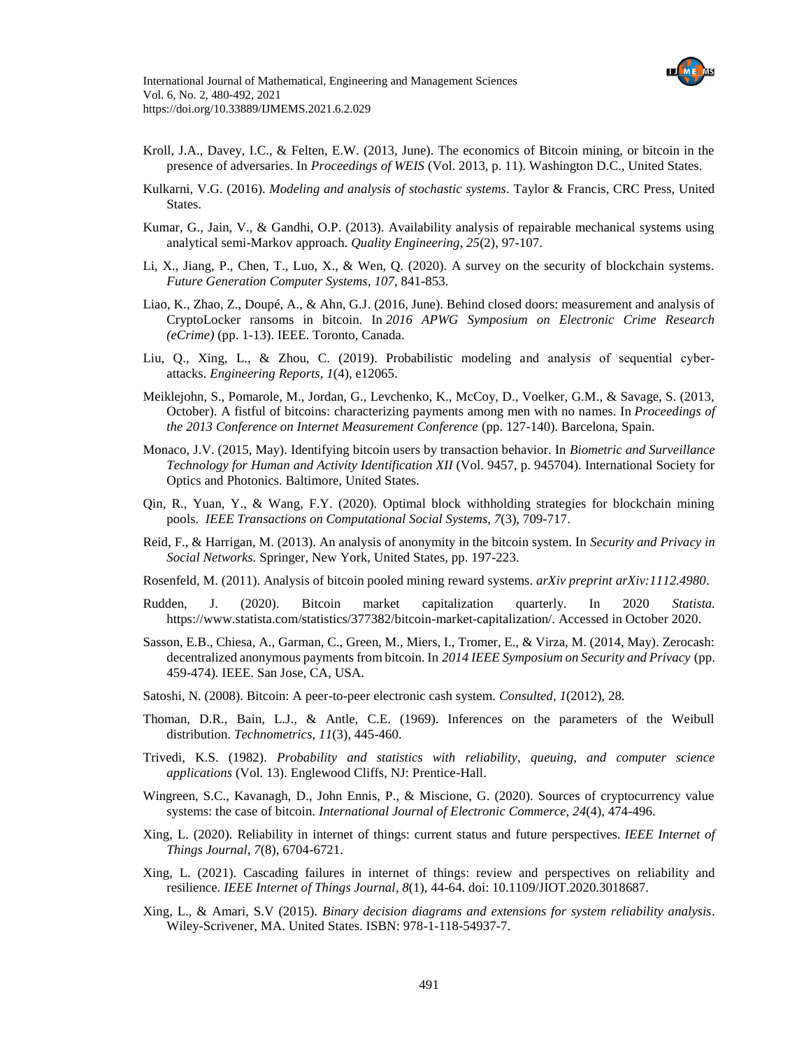Kroll, J.A., Davey, I.C., & Felten, E.W. (2013, June). The economics of Bitcoin mining, or bitcoin in the presence of adversaries. In *Proceedings of WEIS* (Vol. 2013, p. 11). Washington D.C., United States.

Kulkarni, V.G. (2016). *Modeling and analysis of stochastic systems*. Taylor & Francis, CRC Press, United States.

Kumar, G., Jain, V., & Gandhi, O.P. (2013). Availability analysis of repairable mechanical systems using analytical semi-Markov approach. *Quality Engineering*, *25*(2), 97-107.

Li, X., Jiang, P., Chen, T., Luo, X., & Wen, Q. (2020). A survey on the security of blockchain systems. *Future Generation Computer Systems*, *107*, 841-853.

Liao, K., Zhao, Z., Doupé, A., & Ahn, G.J. (2016, June). Behind closed doors: measurement and analysis of CryptoLocker ransoms in bitcoin. In *2016 APWG Symposium on Electronic Crime Research (eCrime)* (pp. 1-13). IEEE. Toronto, Canada.

Liu, Q., Xing, L., & Zhou, C. (2019). Probabilistic modeling and analysis of sequential cyber-attacks. *Engineering Reports*, *1*(4), e12065.

Meiklejohn, S., Pomarole, M., Jordan, G., Levchenko, K., McCoy, D., Voelker, G.M., & Savage, S. (2013, October). A fistful of bitcoins: characterizing payments among men with no names. In *Proceedings of the 2013 Conference on Internet Measurement Conference* (pp. 127-140). Barcelona, Spain.

Monaco, J.V. (2015, May). Identifying bitcoin users by transaction behavior. In *Biometric and Surveillance Technology for Human and Activity Identification XII* (Vol. 9457, p. 945704). International Society for Optics and Photonics. Baltimore, United States.

Qin, R., Yuan, Y., & Wang, F.Y. (2020). Optimal block withholding strategies for blockchain mining pools. *IEEE Transactions on Computational Social Systems*, *7*(3), 709-717.

Reid, F., & Harrigan, M. (2013). An analysis of anonymity in the bitcoin system. In *Security and Privacy in Social Networks.* Springer, New York, United States, pp. 197-223.

Rosenfeld, M. (2011). Analysis of bitcoin pooled mining reward systems. *arXiv preprint arXiv:1112.4980*.

Rudden, J. (2020). Bitcoin market capitalization quarterly. In 2020 *Statista.* https://www.statista.com/statistics/377382/bitcoin-market-capitalization/. Accessed in October 2020.

Sasson, E.B., Chiesa, A., Garman, C., Green, M., Miers, I., Tromer, E., & Virza, M. (2014, May). Zerocash: decentralized anonymous payments from bitcoin. In *2014 IEEE Symposium on Security and Privacy* (pp. 459-474). IEEE. San Jose, CA, USA.

Satoshi, N. (2008). Bitcoin: A peer-to-peer electronic cash system. *Consulted*, *1*(2012), 28.

Thoman, D.R., Bain, L.J., & Antle, C.E. (1969). Inferences on the parameters of the Weibull distribution. *Technometrics, 11*(3), 445-460.

Trivedi, K.S. (1982). *Probability and statistics with reliability, queuing, and computer science applications* (Vol. 13). Englewood Cliffs, NJ: Prentice-Hall.

Wingreen, S.C., Kavanagh, D., John Ennis, P., & Miscione, G. (2020). Sources of cryptocurrency value systems: the case of bitcoin. *International Journal of Electronic Commerce*, *24*(4), 474-496.

Xing, L. (2020). Reliability in internet of things: current status and future perspectives. *IEEE Internet of Things Journal*, *7*(8), 6704-6721.

Xing, L. (2021). Cascading failures in internet of things: review and perspectives on reliability and resilience. *IEEE Internet of Things Journal*, *8*(1), 44-64. doi: 10.1109/JIOT.2020.3018687.

Xing, L., & Amari, S.V (2015). *Binary decision diagrams and extensions for system reliability analysis*. Wiley-Scrivener, MA. United States. ISBN: 978-1-118-54937-7.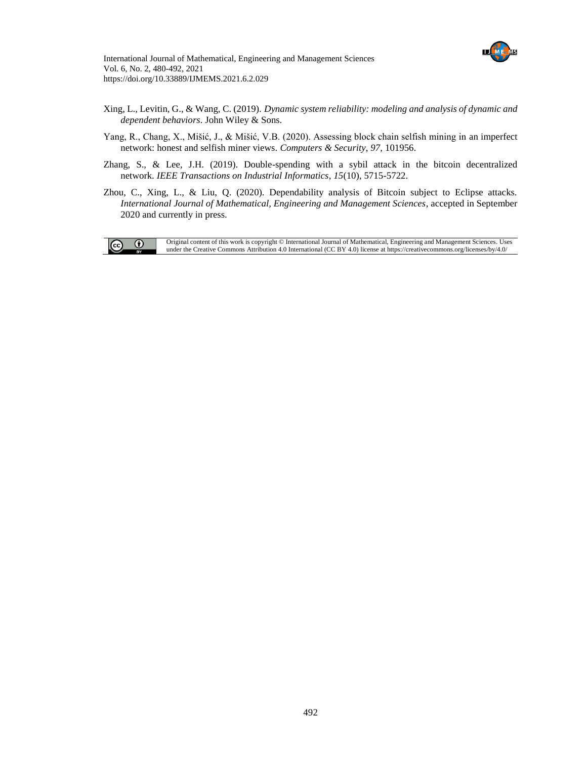Xing, L., Levitin, G., & Wang, C. (2019). *Dynamic system reliability: modeling and analysis of dynamic and dependent behaviors*. John Wiley & Sons.

Yang, R., Chang, X., Mišić, J., & Mišić, V.B. (2020). Assessing block chain selfish mining in an imperfect network: honest and selfish miner views. *Computers & Security*, *97*, 101956.

Zhang, S., & Lee, J.H. (2019). Double-spending with a sybil attack in the bitcoin decentralized network. *IEEE Transactions on Industrial Informatics*, *15*(10), 5715-5722.

Zhou, C., Xing, L., & Liu, Q. (2020). Dependability analysis of Bitcoin subject to Eclipse attacks. *International Journal of Mathematical, Engineering and Management Sciences*, accepted in September 2020 and currently in press.

Original content of this work is copyright © International Journal of Mathematical, Engineering and Management Sciences. Uses under the Creative Commons Attribution 4.0 International (CC BY 4.0) license at https://creativecommons.org/licenses/by/4.0/